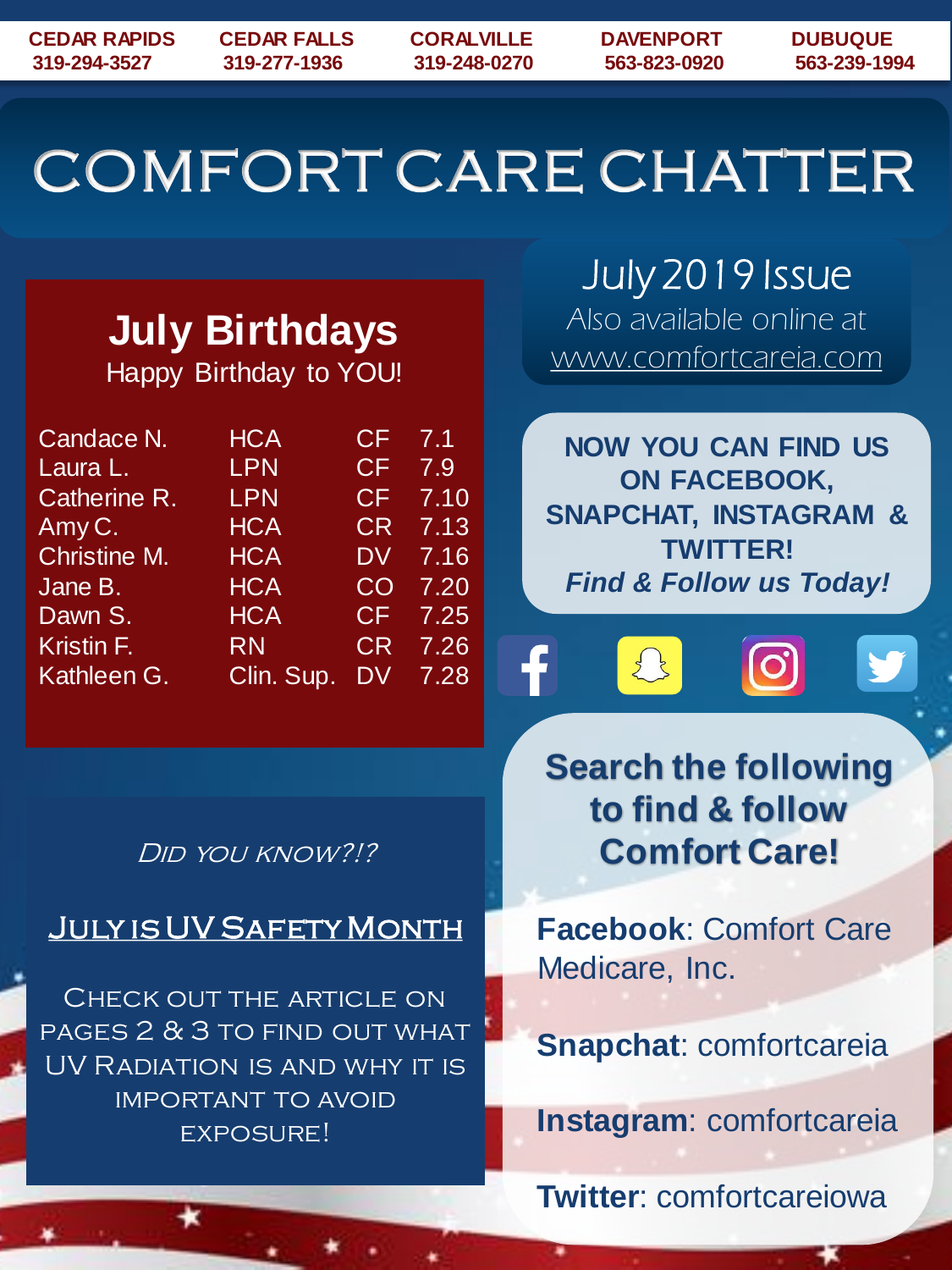| CEDAR RAPIDS | CEDAR FALLS | CORALVILLE | DAVENPORT | DUBUQUE |
|---|---|---|---|---|
| 319-294-3527 | 319-277-1936 | 319-248-0270 | 563-823-0920 | 563-239-1994 |

# COMFORT CARE CHATTER

## July Birthdays

Happy Birthday to YOU!

| Name | Position | Location | Date |
|---|---|---|---|
| Candace N. | HCA | CF | 7.1 |
| Laura L. | LPN | CF | 7.9 |
| Catherine R. | LPN | CF | 7.10 |
| Amy C. | HCA | CR | 7.13 |
| Christine M. | HCA | DV | 7.16 |
| Jane B. | HCA | CO | 7.20 |
| Dawn S. | HCA | CF | 7.25 |
| Kristin F. | RN | CR | 7.26 |
| Kathleen G. | Clin. Sup. | DV | 7.28 |

July 2019 Issue

Also available online at www.comfortcareia.com

*Did you know?!?*

## July is UV Safety Month

Check out the article on pages 2 & 3 to find out what UV Radiation is and why it is important to avoid exposure!

**NOW YOU CAN FIND US ON FACEBOOK, SNAPCHAT, INSTAGRAM & TWITTER!**

***Find & Follow us Today!***

### Search the following to find & follow Comfort Care!

**Facebook**: Comfort Care Medicare, Inc.

**Snapchat**: comfortcareia

**Instagram**: comfortcareia

**Twitter**: comfortcareiowa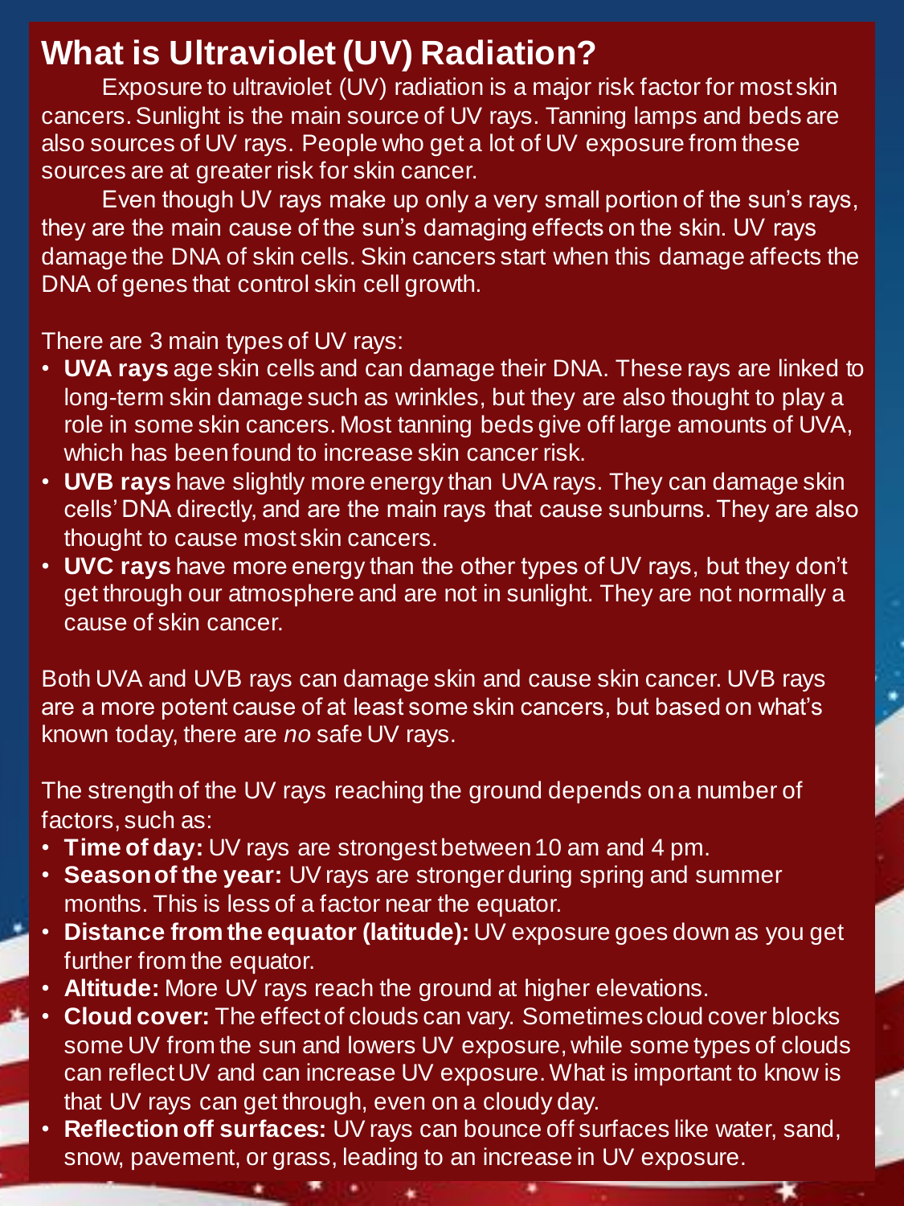# What is Ultraviolet (UV) Radiation?

Exposure to ultraviolet (UV) radiation is a major risk factor for most skin cancers. Sunlight is the main source of UV rays. Tanning lamps and beds are also sources of UV rays. People who get a lot of UV exposure from these sources are at greater risk for skin cancer.

Even though UV rays make up only a very small portion of the sun's rays, they are the main cause of the sun's damaging effects on the skin. UV rays damage the DNA of skin cells. Skin cancers start when this damage affects the DNA of genes that control skin cell growth.

There are 3 main types of UV rays:

- **UVA rays** age skin cells and can damage their DNA. These rays are linked to long-term skin damage such as wrinkles, but they are also thought to play a role in some skin cancers. Most tanning beds give off large amounts of UVA, which has been found to increase skin cancer risk.
- **UVB rays** have slightly more energy than UVA rays. They can damage skin cells' DNA directly, and are the main rays that cause sunburns. They are also thought to cause most skin cancers.
- **UVC rays** have more energy than the other types of UV rays, but they don't get through our atmosphere and are not in sunlight. They are not normally a cause of skin cancer.

Both UVA and UVB rays can damage skin and cause skin cancer. UVB rays are a more potent cause of at least some skin cancers, but based on what's known today, there are *no* safe UV rays.

The strength of the UV rays reaching the ground depends on a number of factors, such as:

- **Time of day:** UV rays are strongest between 10 am and 4 pm.
- **Season of the year:** UV rays are stronger during spring and summer months. This is less of a factor near the equator.
- **Distance from the equator (latitude):** UV exposure goes down as you get further from the equator.
- **Altitude:** More UV rays reach the ground at higher elevations.
- **Cloud cover:** The effect of clouds can vary. Sometimes cloud cover blocks some UV from the sun and lowers UV exposure, while some types of clouds can reflect UV and can increase UV exposure. What is important to know is that UV rays can get through, even on a cloudy day.
- **Reflection off surfaces:** UV rays can bounce off surfaces like water, sand, snow, pavement, or grass, leading to an increase in UV exposure.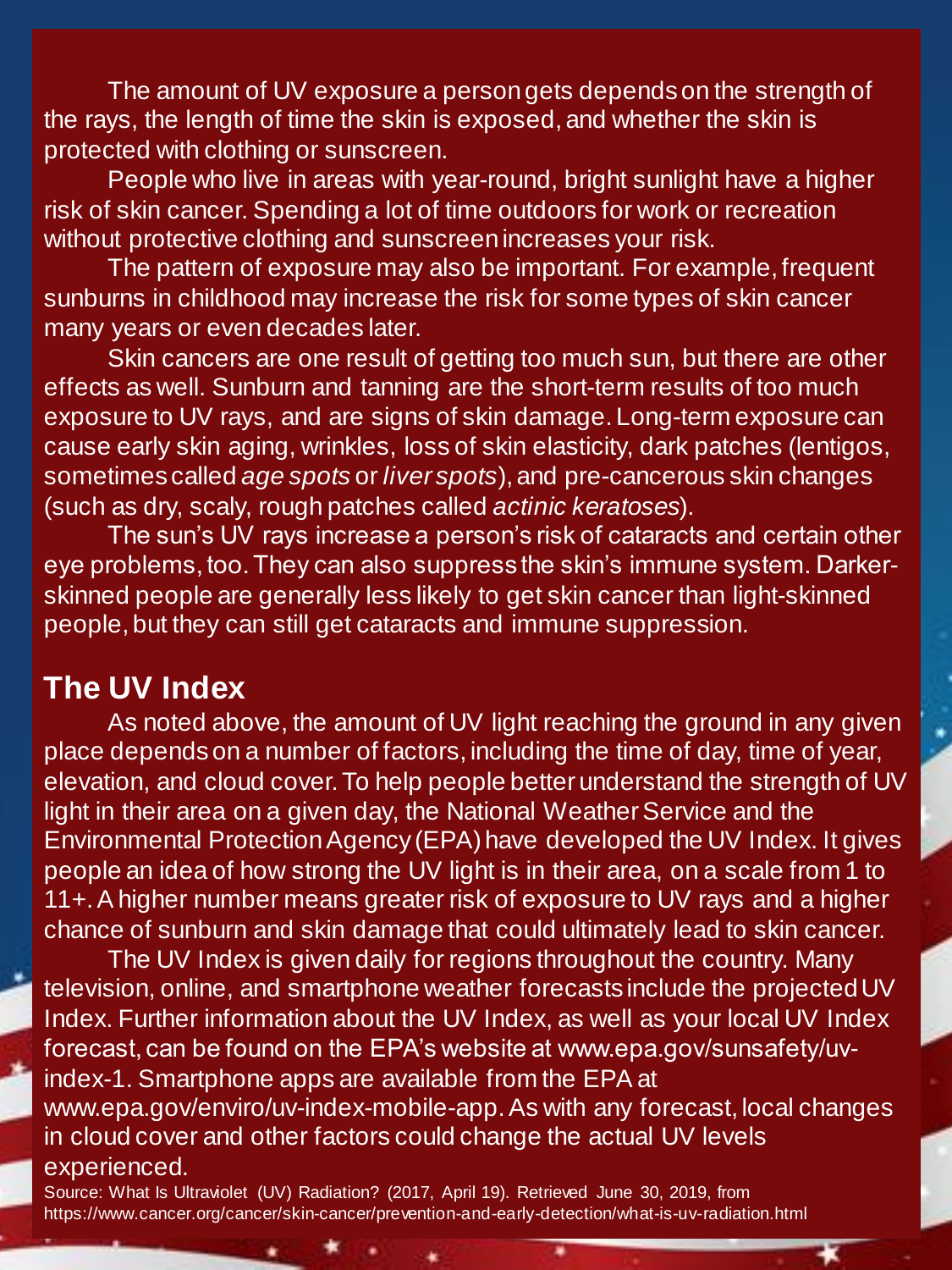The amount of UV exposure a person gets depends on the strength of the rays, the length of time the skin is exposed, and whether the skin is protected with clothing or sunscreen.

People who live in areas with year-round, bright sunlight have a higher risk of skin cancer. Spending a lot of time outdoors for work or recreation without protective clothing and sunscreen increases your risk.

The pattern of exposure may also be important. For example, frequent sunburns in childhood may increase the risk for some types of skin cancer many years or even decades later.

Skin cancers are one result of getting too much sun, but there are other effects as well. Sunburn and tanning are the short-term results of too much exposure to UV rays, and are signs of skin damage. Long-term exposure can cause early skin aging, wrinkles, loss of skin elasticity, dark patches (lentigos, sometimes called *age spots* or *liver spots*), and pre-cancerous skin changes (such as dry, scaly, rough patches called *actinic keratoses*).

The sun's UV rays increase a person's risk of cataracts and certain other eye problems, too. They can also suppress the skin's immune system. Darker-skinned people are generally less likely to get skin cancer than light-skinned people, but they can still get cataracts and immune suppression.

## The UV Index

As noted above, the amount of UV light reaching the ground in any given place depends on a number of factors, including the time of day, time of year, elevation, and cloud cover. To help people better understand the strength of UV light in their area on a given day, the National Weather Service and the Environmental Protection Agency (EPA) have developed the UV Index. It gives people an idea of how strong the UV light is in their area, on a scale from 1 to 11+. A higher number means greater risk of exposure to UV rays and a higher chance of sunburn and skin damage that could ultimately lead to skin cancer.

The UV Index is given daily for regions throughout the country. Many television, online, and smartphone weather forecasts include the projected UV Index. Further information about the UV Index, as well as your local UV Index forecast, can be found on the EPA's website at www.epa.gov/sunsafety/uv-index-1. Smartphone apps are available from the EPA at www.epa.gov/enviro/uv-index-mobile-app. As with any forecast, local changes in cloud cover and other factors could change the actual UV levels experienced.

Source: What Is Ultraviolet (UV) Radiation? (2017, April 19). Retrieved June 30, 2019, from https://www.cancer.org/cancer/skin-cancer/prevention-and-early-detection/what-is-uv-radiation.html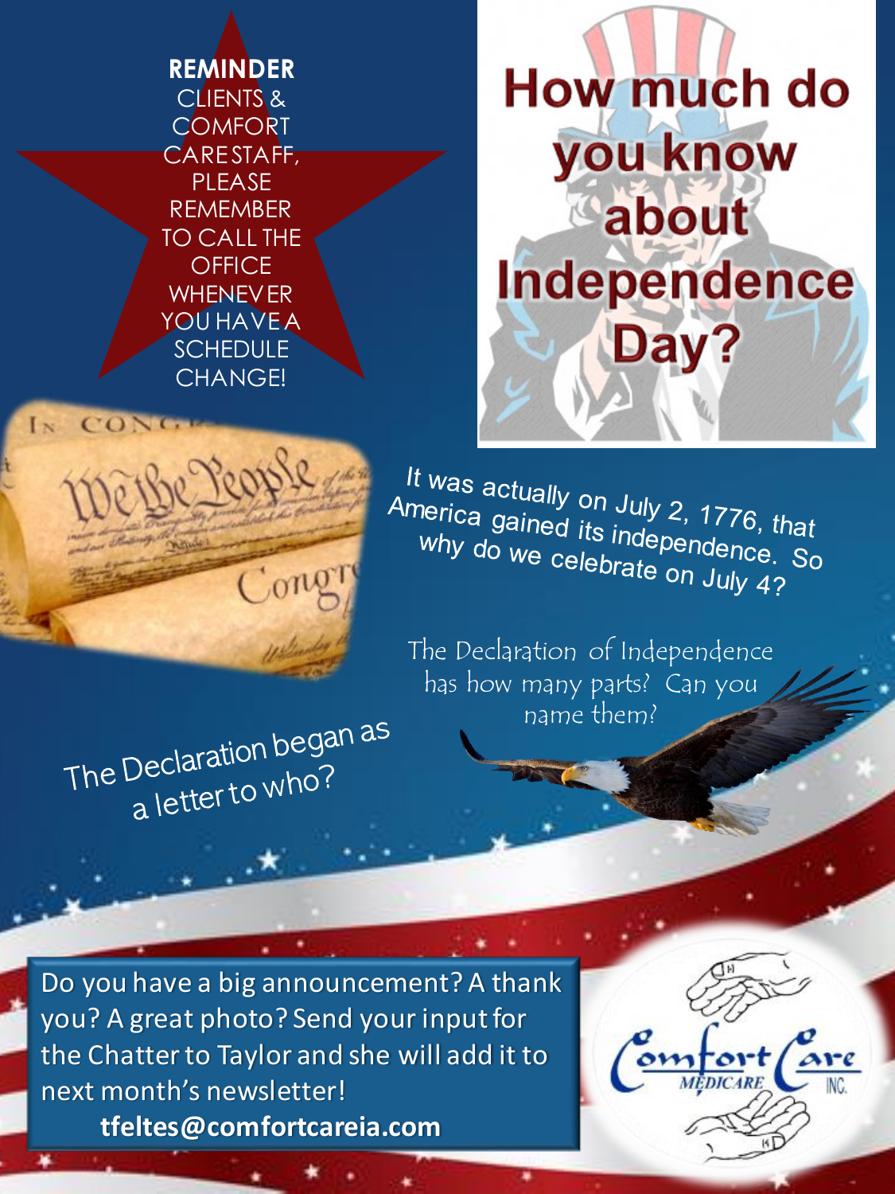**REMINDER**
CLIENTS & COMFORT CARE STAFF, PLEASE REMEMBER TO CALL THE OFFICE WHENEVER YOU HAVE A SCHEDULE CHANGE!

# How much do you know about Independence Day?

It was actually on July 2, 1776, that America gained its independence. So why do we celebrate on July 4?

The Declaration of Independence has how many parts? Can you name them?

The Declaration began as a letter to who?

Do you have a big announcement? A thank you? A great photo? Send your input for the Chatter to Taylor and she will add it to next month's newsletter!

**tfeltes@comfortcareia.com**

Comfort Care MEDICARE INC.